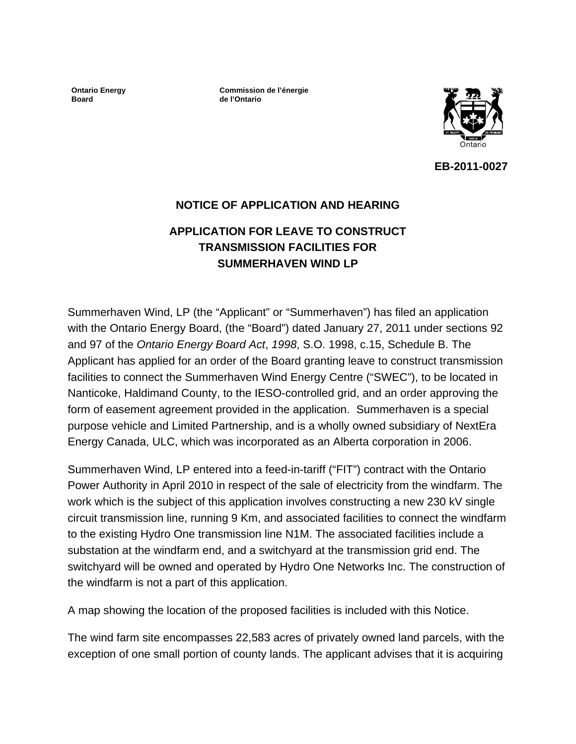**Ontario Energy Board**

**Commission de l'énergie de l'Ontario**

**EB-2011-0027**

# NOTICE OF APPLICATION AND HEARING

## APPLICATION FOR LEAVE TO CONSTRUCT TRANSMISSION FACILITIES FOR SUMMERHAVEN WIND LP

Summerhaven Wind, LP (the "Applicant" or "Summerhaven") has filed an application with the Ontario Energy Board, (the "Board") dated January 27, 2011 under sections 92 and 97 of the *Ontario Energy Board Act*, *1998*, S.O. 1998, c.15, Schedule B. The Applicant has applied for an order of the Board granting leave to construct transmission facilities to connect the Summerhaven Wind Energy Centre ("SWEC"), to be located in Nanticoke, Haldimand County, to the IESO-controlled grid, and an order approving the form of easement agreement provided in the application. Summerhaven is a special purpose vehicle and Limited Partnership, and is a wholly owned subsidiary of NextEra Energy Canada, ULC, which was incorporated as an Alberta corporation in 2006.

Summerhaven Wind, LP entered into a feed-in-tariff ("FIT") contract with the Ontario Power Authority in April 2010 in respect of the sale of electricity from the windfarm. The work which is the subject of this application involves constructing a new 230 kV single circuit transmission line, running 9 Km, and associated facilities to connect the windfarm to the existing Hydro One transmission line N1M. The associated facilities include a substation at the windfarm end, and a switchyard at the transmission grid end. The switchyard will be owned and operated by Hydro One Networks Inc. The construction of the windfarm is not a part of this application.

A map showing the location of the proposed facilities is included with this Notice.

The wind farm site encompasses 22,583 acres of privately owned land parcels, with the exception of one small portion of county lands. The applicant advises that it is acquiring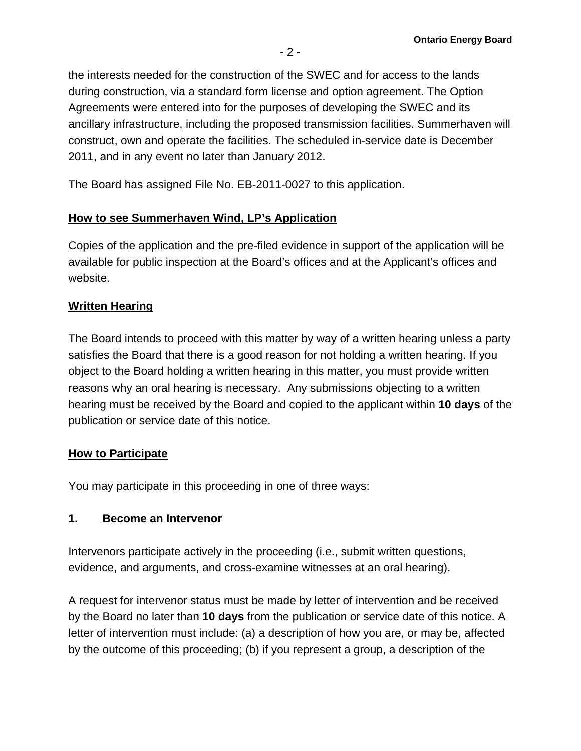the interests needed for the construction of the SWEC and for access to the lands during construction, via a standard form license and option agreement. The Option Agreements were entered into for the purposes of developing the SWEC and its ancillary infrastructure, including the proposed transmission facilities. Summerhaven will construct, own and operate the facilities. The scheduled in-service date is December 2011, and in any event no later than January 2012.

The Board has assigned File No. EB-2011-0027 to this application.

**How to see Summerhaven Wind, LP's Application**

Copies of the application and the pre-filed evidence in support of the application will be available for public inspection at the Board's offices and at the Applicant's offices and website.

**Written Hearing**

The Board intends to proceed with this matter by way of a written hearing unless a party satisfies the Board that there is a good reason for not holding a written hearing. If you object to the Board holding a written hearing in this matter, you must provide written reasons why an oral hearing is necessary. Any submissions objecting to a written hearing must be received by the Board and copied to the applicant within **10 days** of the publication or service date of this notice.

**How to Participate**

You may participate in this proceeding in one of three ways:

**1. Become an Intervenor**

Intervenors participate actively in the proceeding (i.e., submit written questions, evidence, and arguments, and cross-examine witnesses at an oral hearing).

A request for intervenor status must be made by letter of intervention and be received by the Board no later than **10 days** from the publication or service date of this notice. A letter of intervention must include: (a) a description of how you are, or may be, affected by the outcome of this proceeding; (b) if you represent a group, a description of the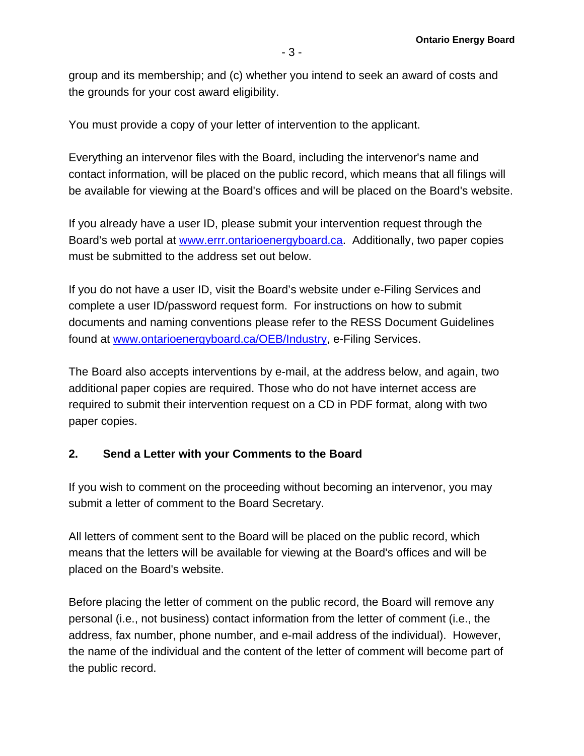group and its membership; and (c) whether you intend to seek an award of costs and the grounds for your cost award eligibility.

You must provide a copy of your letter of intervention to the applicant.

Everything an intervenor files with the Board, including the intervenor's name and contact information, will be placed on the public record, which means that all filings will be available for viewing at the Board's offices and will be placed on the Board's website.

If you already have a user ID, please submit your intervention request through the Board's web portal at [www.errr.ontarioenergyboard.ca](www.errr.ontarioenergyboard.ca). Additionally, two paper copies must be submitted to the address set out below.

If you do not have a user ID, visit the Board's website under e-Filing Services and complete a user ID/password request form. For instructions on how to submit documents and naming conventions please refer to the RESS Document Guidelines found at [www.ontarioenergyboard.ca/OEB/Industry](www.ontarioenergyboard.ca/OEB/Industry), e-Filing Services.

The Board also accepts interventions by e-mail, at the address below, and again, two additional paper copies are required. Those who do not have internet access are required to submit their intervention request on a CD in PDF format, along with two paper copies.

## 2. Send a Letter with your Comments to the Board

If you wish to comment on the proceeding without becoming an intervenor, you may submit a letter of comment to the Board Secretary.

All letters of comment sent to the Board will be placed on the public record, which means that the letters will be available for viewing at the Board's offices and will be placed on the Board's website.

Before placing the letter of comment on the public record, the Board will remove any personal (i.e., not business) contact information from the letter of comment (i.e., the address, fax number, phone number, and e-mail address of the individual). However, the name of the individual and the content of the letter of comment will become part of the public record.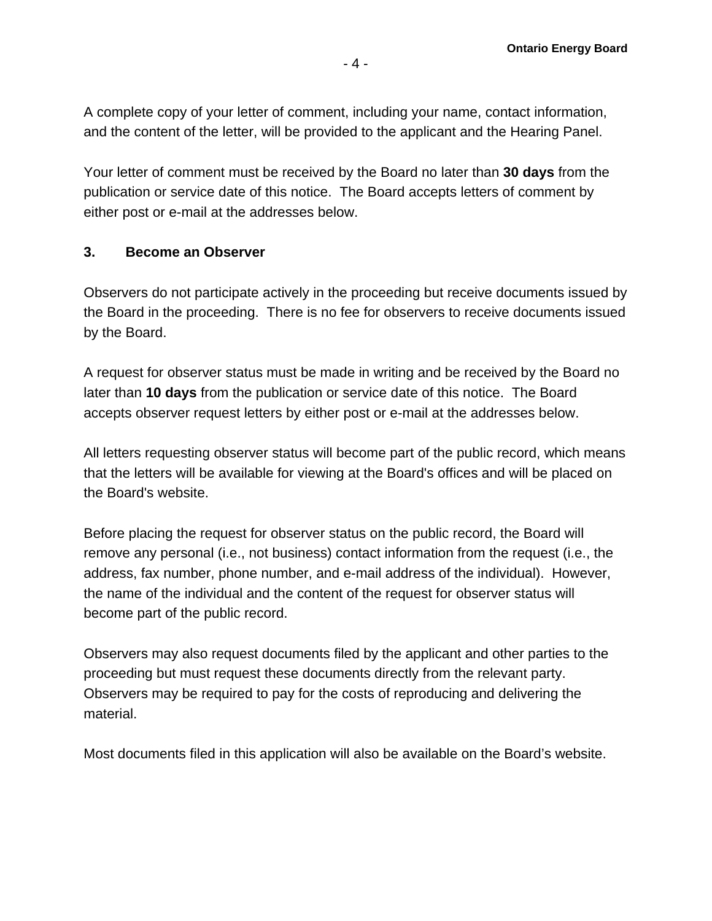A complete copy of your letter of comment, including your name, contact information, and the content of the letter, will be provided to the applicant and the Hearing Panel.

Your letter of comment must be received by the Board no later than **30 days** from the publication or service date of this notice. The Board accepts letters of comment by either post or e-mail at the addresses below.

### 3. Become an Observer

Observers do not participate actively in the proceeding but receive documents issued by the Board in the proceeding. There is no fee for observers to receive documents issued by the Board.

A request for observer status must be made in writing and be received by the Board no later than **10 days** from the publication or service date of this notice. The Board accepts observer request letters by either post or e-mail at the addresses below.

All letters requesting observer status will become part of the public record, which means that the letters will be available for viewing at the Board's offices and will be placed on the Board's website.

Before placing the request for observer status on the public record, the Board will remove any personal (i.e., not business) contact information from the request (i.e., the address, fax number, phone number, and e-mail address of the individual). However, the name of the individual and the content of the request for observer status will become part of the public record.

Observers may also request documents filed by the applicant and other parties to the proceeding but must request these documents directly from the relevant party. Observers may be required to pay for the costs of reproducing and delivering the material.

Most documents filed in this application will also be available on the Board's website.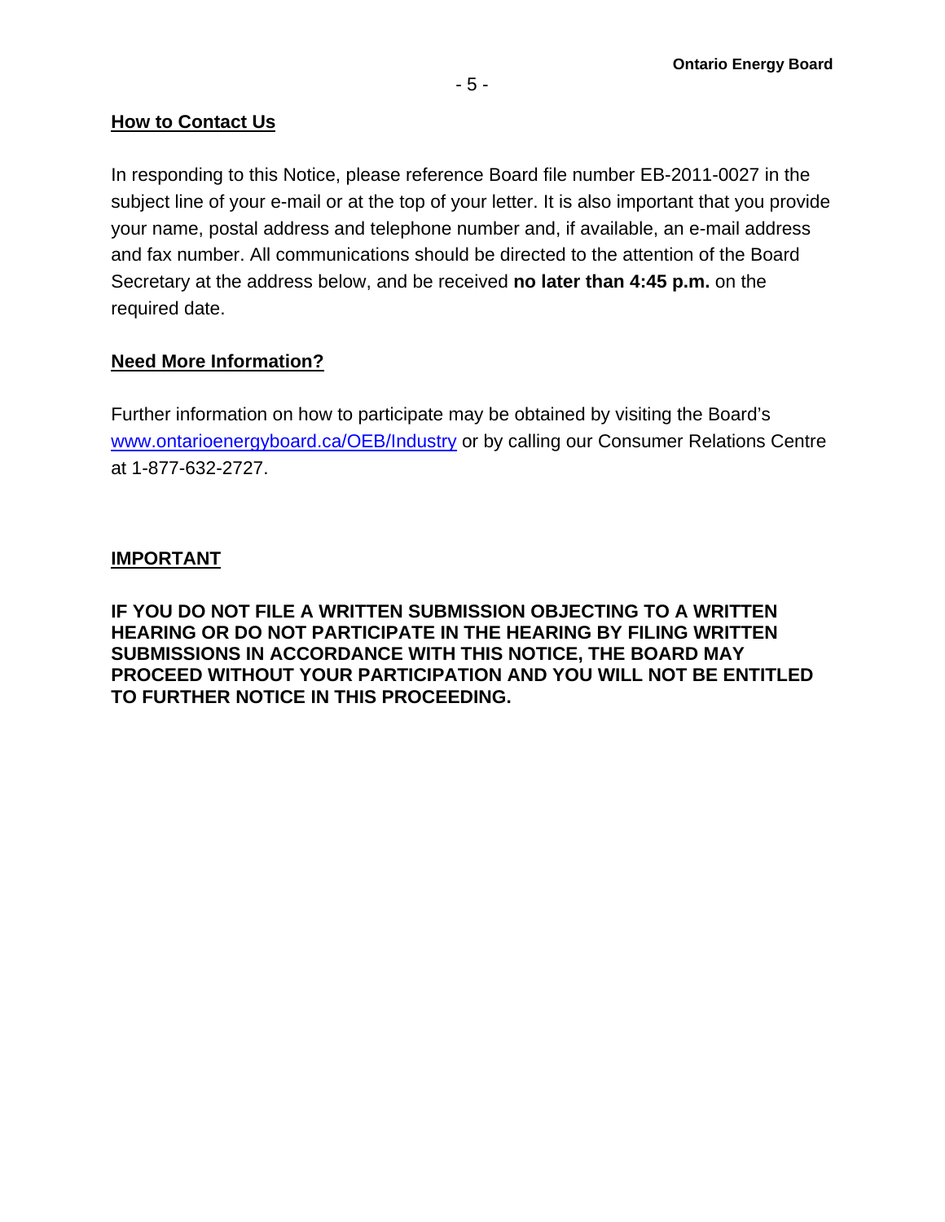## How to Contact Us

In responding to this Notice, please reference Board file number EB-2011-0027 in the subject line of your e-mail or at the top of your letter. It is also important that you provide your name, postal address and telephone number and, if available, an e-mail address and fax number. All communications should be directed to the attention of the Board Secretary at the address below, and be received **no later than 4:45 p.m.** on the required date.

## Need More Information?

Further information on how to participate may be obtained by visiting the Board's [www.ontarioenergyboard.ca/OEB/Industry](www.ontarioenergyboard.ca/OEB/Industry) or by calling our Consumer Relations Centre at 1-877-632-2727.

## IMPORTANT

**IF YOU DO NOT FILE A WRITTEN SUBMISSION OBJECTING TO A WRITTEN HEARING OR DO NOT PARTICIPATE IN THE HEARING BY FILING WRITTEN SUBMISSIONS IN ACCORDANCE WITH THIS NOTICE, THE BOARD MAY PROCEED WITHOUT YOUR PARTICIPATION AND YOU WILL NOT BE ENTITLED TO FURTHER NOTICE IN THIS PROCEEDING.**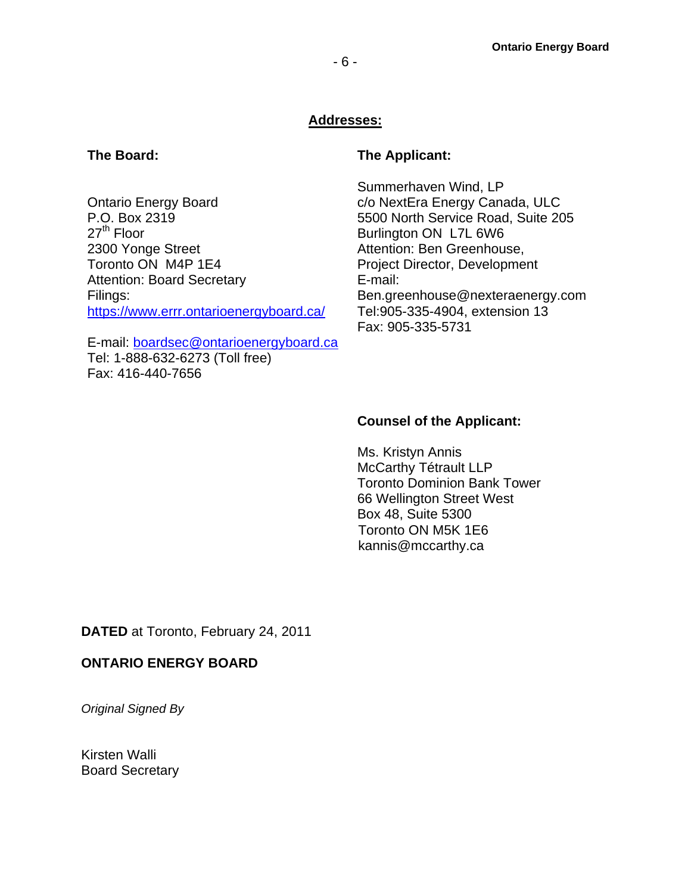**Addresses:**

**The Board:**

Ontario Energy Board
P.O. Box 2319
27th Floor
2300 Yonge Street
Toronto ON M4P 1E4
Attention: Board Secretary
Filings:
https://www.errr.ontarioenergyboard.ca/

E-mail: boardsec@ontarioenergyboard.ca
Tel: 1-888-632-6273 (Toll free)
Fax: 416-440-7656

**The Applicant:**

Summerhaven Wind, LP
c/o NextEra Energy Canada, ULC
5500 North Service Road, Suite 205
Burlington ON L7L 6W6
Attention: Ben Greenhouse,
Project Director, Development
E-mail:
Ben.greenhouse@nexteraenergy.com
Tel:905-335-4904, extension 13
Fax: 905-335-5731

**Counsel of the Applicant:**

Ms. Kristyn Annis
McCarthy Tétrault LLP
Toronto Dominion Bank Tower
66 Wellington Street West
Box 48, Suite 5300
Toronto ON M5K 1E6
kannis@mccarthy.ca

**DATED** at Toronto, February 24, 2011

**ONTARIO ENERGY BOARD**

*Original Signed By*

Kirsten Walli
Board Secretary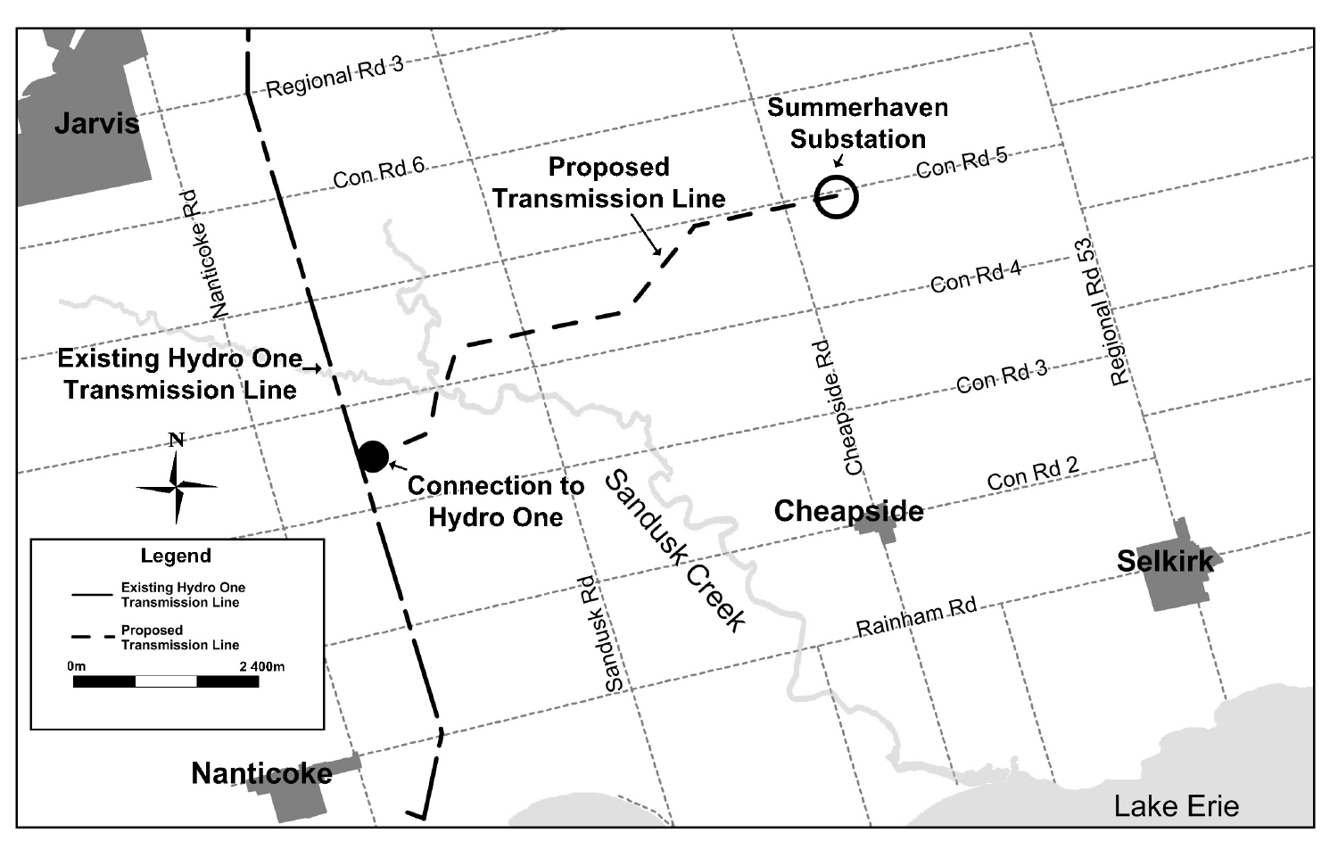Regional Rd 3

Jarvis

Summerhaven Substation

Con Rd 6

Proposed Transmission Line

Con Rd 5

Nanticoke Rd

Con Rd 4

Existing Hydro One Transmission Line

Cheapside Rd

Regional Rd 53

Con Rd 3

N

Connection to Hydro One

Sandusk Creek

Con Rd 2

Cheapside

Selkirk

Legend

Existing Hydro One Transmission Line

Proposed Transmission Line

0m

2 400m

Sandusk Rd

Rainham Rd

Nanticoke

Lake Erie